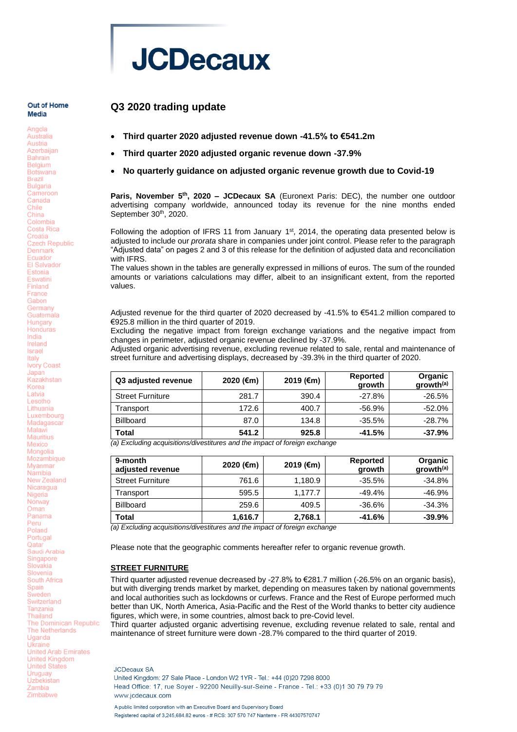# JCDecaux

**Out of Home Media**

Angola
Australia
Austria
Azerbaijan
Bahrain
Belgium
Botswana
Brazil
Bulgaria
Cameroon
Canada
Chile
China
Colombia
Costa Rica
Croatia
Czech Republic
Denmark
Ecuador
El Salvador
Estonia
Eswatini
Finland
France
Gabon
Germany
Guatemala
Hungary
Honduras
India
Ireland
Israel
Italy
Ivory Coast
Japan
Kazakhstan
Korea
Latvia
Lesotho
Lithuania
Luxembourg
Madagascar
Malawi
Mauritius
Mexico
Mongolia
Mozambique
Myanmar
Namibia
New Zealand
Nicaragua
Nigeria
Norway
Oman
Panama
Peru
Poland
Portugal
Qatar
Saudi Arabia
Singapore
Slovakia
Slovenia
South Africa
Spain
Sweden
Switzerland
Tanzania
Thailand
The Dominican Republic
The Netherlands
Uganda
Ukraine
United Arab Emirates
United Kingdom
United States
Uruguay
Uzbekistan
Zambia
Zimbabwe

## Q3 2020 trading update

- **Third quarter 2020 adjusted revenue down -41.5% to €541.2m**
- **Third quarter 2020 adjusted organic revenue down -37.9%**
- **No quarterly guidance on adjusted organic revenue growth due to Covid-19**

**Paris, November 5th, 2020 – JCDecaux SA** (Euronext Paris: DEC), the number one outdoor advertising company worldwide, announced today its revenue for the nine months ended September 30th, 2020.

Following the adoption of IFRS 11 from January 1st, 2014, the operating data presented below is adjusted to include our *prorata* share in companies under joint control. Please refer to the paragraph "Adjusted data" on pages 2 and 3 of this release for the definition of adjusted data and reconciliation with IFRS.
The values shown in the tables are generally expressed in millions of euros. The sum of the rounded amounts or variations calculations may differ, albeit to an insignificant extent, from the reported values.

Adjusted revenue for the third quarter of 2020 decreased by -41.5% to €541.2 million compared to €925.8 million in the third quarter of 2019.
Excluding the negative impact from foreign exchange variations and the negative impact from changes in perimeter, adjusted organic revenue declined by -37.9%.
Adjusted organic advertising revenue, excluding revenue related to sale, rental and maintenance of street furniture and advertising displays, decreased by -39.3% in the third quarter of 2020.

| Q3 adjusted revenue | 2020 (€m) | 2019 (€m) | Reported growth | Organic growth(a) |
|---|---|---|---|---|
| Street Furniture | 281.7 | 390.4 | -27.8% | -26.5% |
| Transport | 172.6 | 400.7 | -56.9% | -52.0% |
| Billboard | 87.0 | 134.8 | -35.5% | -28.7% |
| **Total** | **541.2** | **925.8** | **-41.5%** | **-37.9%** |

*(a) Excluding acquisitions/divestitures and the impact of foreign exchange*

| 9-month adjusted revenue | 2020 (€m) | 2019 (€m) | Reported growth | Organic growth(a) |
|---|---|---|---|---|
| Street Furniture | 761.6 | 1,180.9 | -35.5% | -34.8% |
| Transport | 595.5 | 1,177.7 | -49.4% | -46.9% |
| Billboard | 259.6 | 409.5 | -36.6% | -34.3% |
| **Total** | **1,616.7** | **2,768.1** | **-41.6%** | **-39.9%** |

*(a) Excluding acquisitions/divestitures and the impact of foreign exchange*

Please note that the geographic comments hereafter refer to organic revenue growth.

### STREET FURNITURE

Third quarter adjusted revenue decreased by -27.8% to €281.7 million (-26.5% on an organic basis), but with diverging trends market by market, depending on measures taken by national governments and local authorities such as lockdowns or curfews. France and the Rest of Europe performed much better than UK, North America, Asia-Pacific and the Rest of the World thanks to better city audience figures, which were, in some countries, almost back to pre-Covid level.
Third quarter adjusted organic advertising revenue, excluding revenue related to sale, rental and maintenance of street furniture were down -28.7% compared to the third quarter of 2019.

JCDecaux SA
United Kingdom: 27 Sale Place - London W2 1YR - Tel.: +44 (0)20 7298 8000
Head Office: 17, rue Soyer - 92200 Neuilly-sur-Seine - France - Tel.: +33 (0)1 30 79 79 79
www.jcdecaux.com

A public limited corporation with an Executive Board and Supervisory Board
Registered capital of 3,245,684.82 euros - # RCS: 307 570 747 Nanterre - FR 44307570747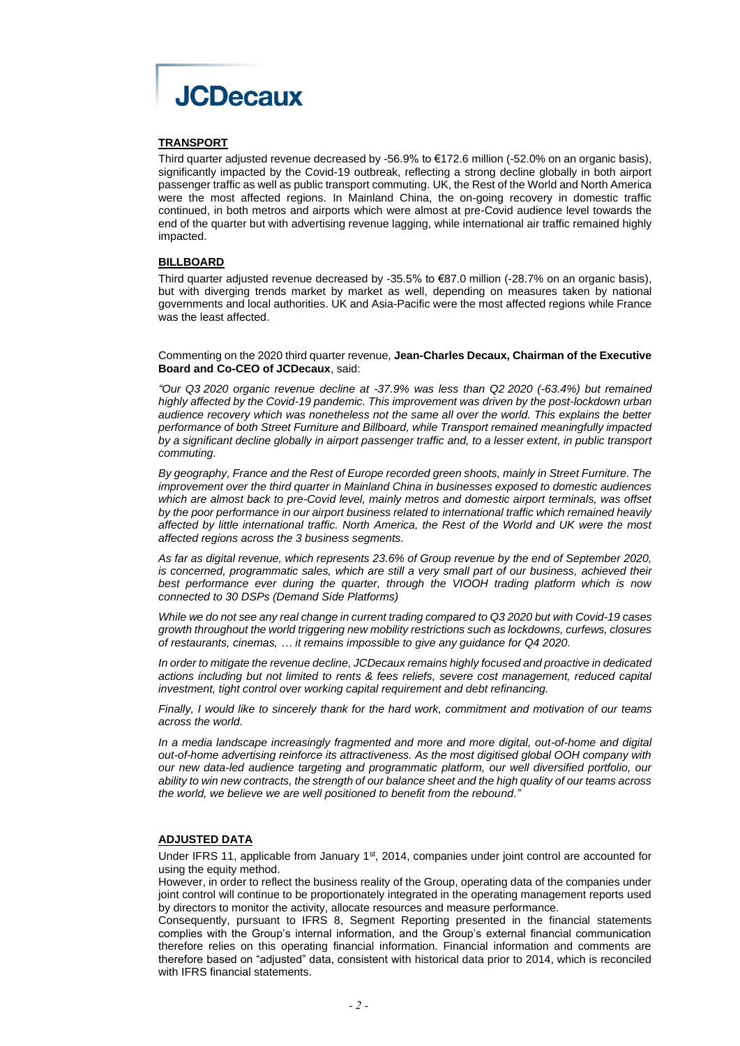**TRANSPORT**

Third quarter adjusted revenue decreased by -56.9% to €172.6 million (-52.0% on an organic basis), significantly impacted by the Covid-19 outbreak, reflecting a strong decline globally in both airport passenger traffic as well as public transport commuting. UK, the Rest of the World and North America were the most affected regions. In Mainland China, the on-going recovery in domestic traffic continued, in both metros and airports which were almost at pre-Covid audience level towards the end of the quarter but with advertising revenue lagging, while international air traffic remained highly impacted.

**BILLBOARD**

Third quarter adjusted revenue decreased by -35.5% to €87.0 million (-28.7% on an organic basis), but with diverging trends market by market as well, depending on measures taken by national governments and local authorities. UK and Asia-Pacific were the most affected regions while France was the least affected.

Commenting on the 2020 third quarter revenue, **Jean-Charles Decaux, Chairman of the Executive Board and Co-CEO of JCDecaux**, said:

*"Our Q3 2020 organic revenue decline at -37.9% was less than Q2 2020 (-63.4%) but remained highly affected by the Covid-19 pandemic. This improvement was driven by the post-lockdown urban audience recovery which was nonetheless not the same all over the world. This explains the better performance of both Street Furniture and Billboard, while Transport remained meaningfully impacted by a significant decline globally in airport passenger traffic and, to a lesser extent, in public transport commuting.*

*By geography, France and the Rest of Europe recorded green shoots, mainly in Street Furniture. The improvement over the third quarter in Mainland China in businesses exposed to domestic audiences which are almost back to pre-Covid level, mainly metros and domestic airport terminals, was offset by the poor performance in our airport business related to international traffic which remained heavily affected by little international traffic. North America, the Rest of the World and UK were the most affected regions across the 3 business segments.*

*As far as digital revenue, which represents 23.6% of Group revenue by the end of September 2020, is concerned, programmatic sales, which are still a very small part of our business, achieved their best performance ever during the quarter, through the VIOOH trading platform which is now connected to 30 DSPs (Demand Side Platforms)*

*While we do not see any real change in current trading compared to Q3 2020 but with Covid-19 cases growth throughout the world triggering new mobility restrictions such as lockdowns, curfews, closures of restaurants, cinemas, … it remains impossible to give any guidance for Q4 2020.*

*In order to mitigate the revenue decline, JCDecaux remains highly focused and proactive in dedicated actions including but not limited to rents & fees reliefs, severe cost management, reduced capital investment, tight control over working capital requirement and debt refinancing.*

*Finally, I would like to sincerely thank for the hard work, commitment and motivation of our teams across the world.*

*In a media landscape increasingly fragmented and more and more digital, out-of-home and digital out-of-home advertising reinforce its attractiveness. As the most digitised global OOH company with our new data-led audience targeting and programmatic platform, our well diversified portfolio, our ability to win new contracts, the strength of our balance sheet and the high quality of our teams across the world, we believe we are well positioned to benefit from the rebound."*

**ADJUSTED DATA**

Under IFRS 11, applicable from January 1st, 2014, companies under joint control are accounted for using the equity method.

However, in order to reflect the business reality of the Group, operating data of the companies under joint control will continue to be proportionately integrated in the operating management reports used by directors to monitor the activity, allocate resources and measure performance.

Consequently, pursuant to IFRS 8, Segment Reporting presented in the financial statements complies with the Group's internal information, and the Group's external financial communication therefore relies on this operating financial information. Financial information and comments are therefore based on "adjusted" data, consistent with historical data prior to 2014, which is reconciled with IFRS financial statements.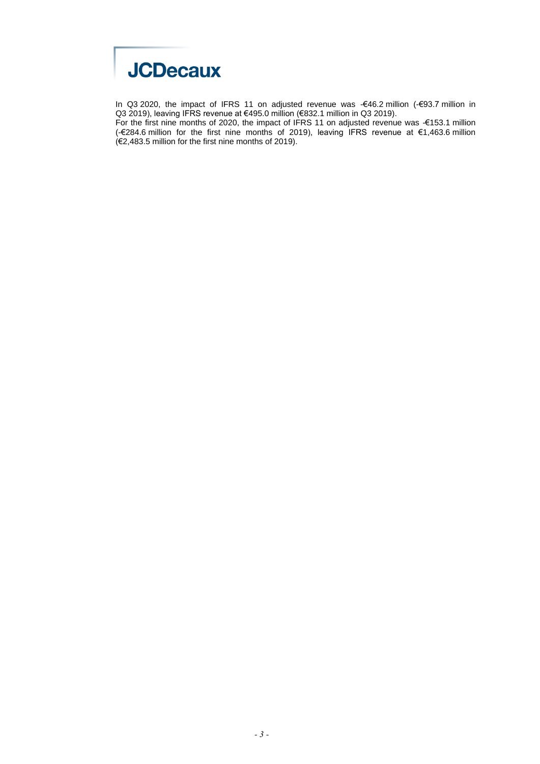In Q3 2020, the impact of IFRS 11 on adjusted revenue was -€46.2 million (-€93.7 million in Q3 2019), leaving IFRS revenue at €495.0 million (€832.1 million in Q3 2019).
For the first nine months of 2020, the impact of IFRS 11 on adjusted revenue was -€153.1 million (-€284.6 million for the first nine months of 2019), leaving IFRS revenue at €1,463.6 million (€2,483.5 million for the first nine months of 2019).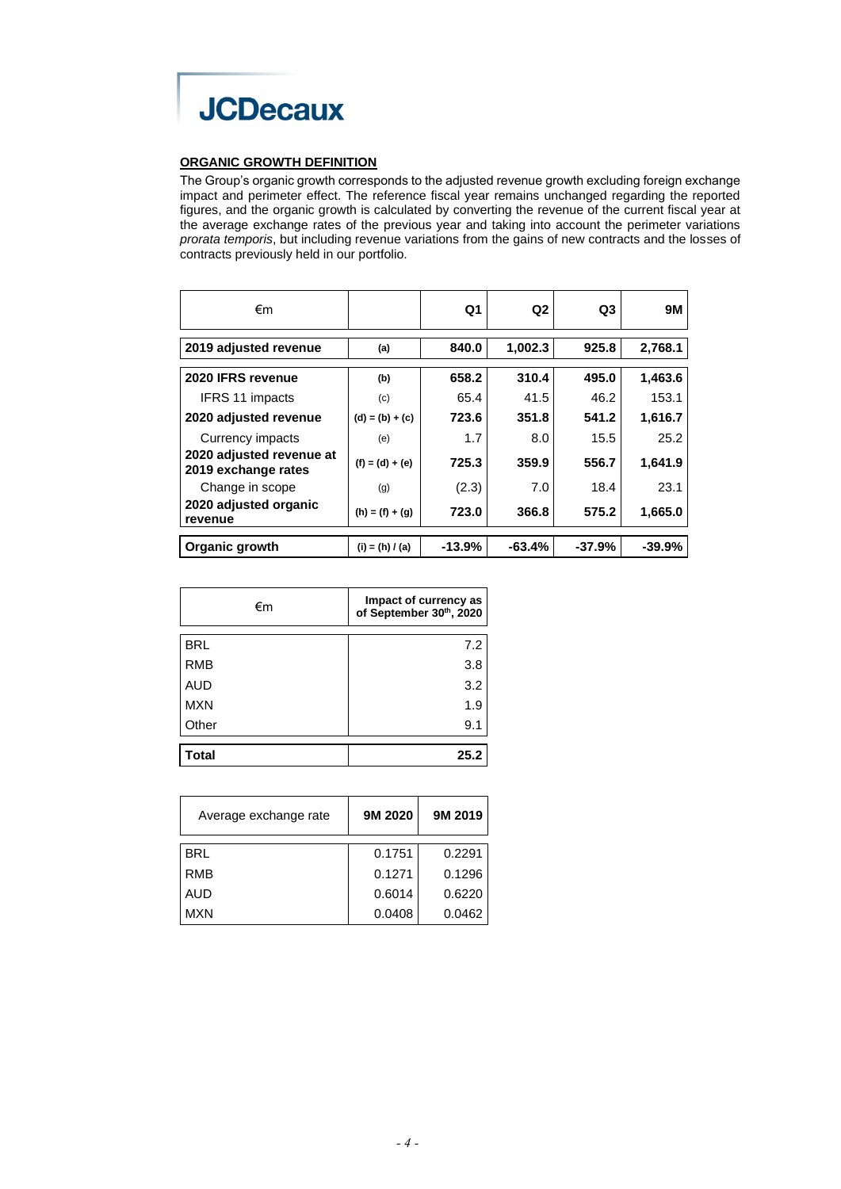JCDecaux

## ORGANIC GROWTH DEFINITION

The Group's organic growth corresponds to the adjusted revenue growth excluding foreign exchange impact and perimeter effect. The reference fiscal year remains unchanged regarding the reported figures, and the organic growth is calculated by converting the revenue of the current fiscal year at the average exchange rates of the previous year and taking into account the perimeter variations *prorata temporis*, but including revenue variations from the gains of new contracts and the losses of contracts previously held in our portfolio.

| €m | | Q1 | Q2 | Q3 | 9M |
|---|---|---|---|---|---|
| **2019 adjusted revenue** | **(a)** | **840.0** | **1,002.3** | **925.8** | **2,768.1** |
| **2020 IFRS revenue** | **(b)** | **658.2** | **310.4** | **495.0** | **1,463.6** |
| IFRS 11 impacts | (c) | 65.4 | 41.5 | 46.2 | 153.1 |
| **2020 adjusted revenue** | **(d) = (b) + (c)** | **723.6** | **351.8** | **541.2** | **1,616.7** |
| Currency impacts | (e) | 1.7 | 8.0 | 15.5 | 25.2 |
| **2020 adjusted revenue at 2019 exchange rates** | **(f) = (d) + (e)** | **725.3** | **359.9** | **556.7** | **1,641.9** |
| Change in scope | (g) | (2.3) | 7.0 | 18.4 | 23.1 |
| **2020 adjusted organic revenue** | **(h) = (f) + (g)** | **723.0** | **366.8** | **575.2** | **1,665.0** |
| **Organic growth** | **(i) = (h) / (a)** | **-13.9%** | **-63.4%** | **-37.9%** | **-39.9%** |

| €m | Impact of currency as of September 30th, 2020 |
|---|---|
| BRL | 7.2 |
| RMB | 3.8 |
| AUD | 3.2 |
| MXN | 1.9 |
| Other | 9.1 |
| **Total** | **25.2** |

| Average exchange rate | 9M 2020 | 9M 2019 |
|---|---|---|
| BRL | 0.1751 | 0.2291 |
| RMB | 0.1271 | 0.1296 |
| AUD | 0.6014 | 0.6220 |
| MXN | 0.0408 | 0.0462 |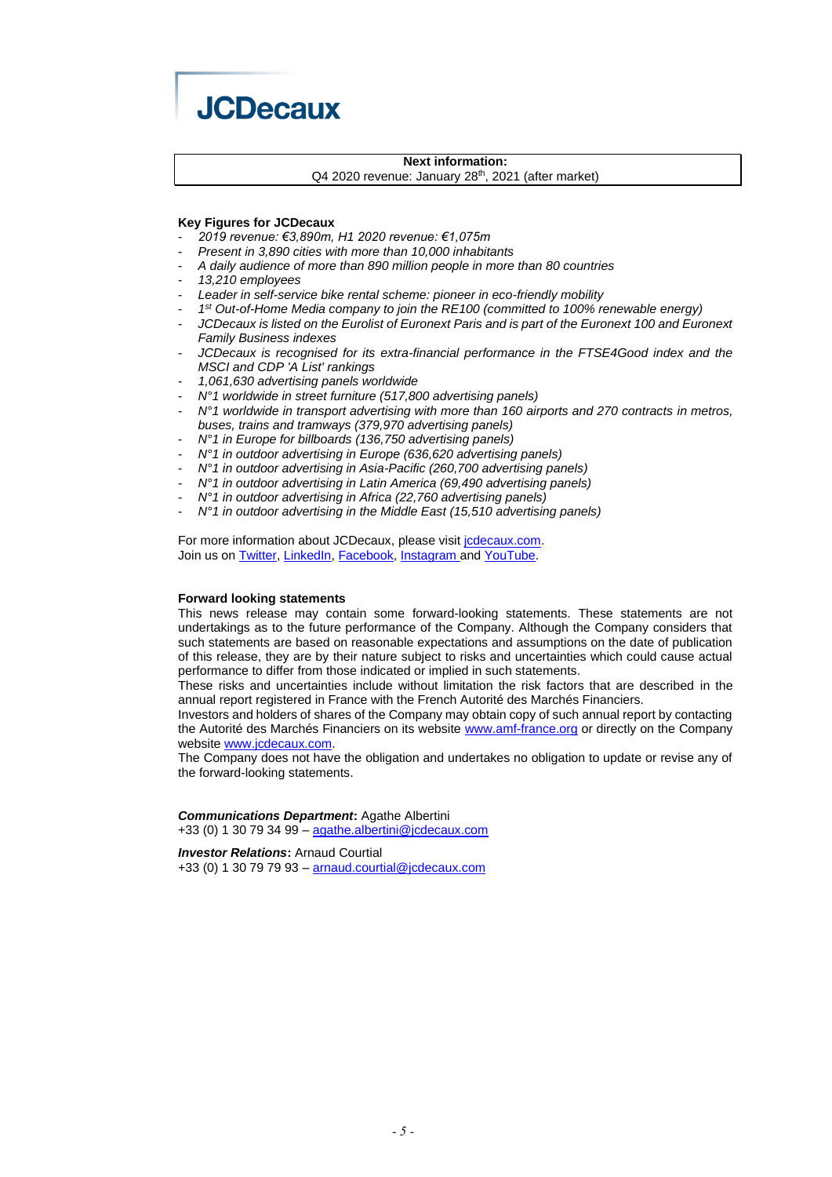# JCDecaux

**Next information:**
Q4 2020 revenue: January 28th, 2021 (after market)

**Key Figures for JCDecaux**

- *2019 revenue: €3,890m, H1 2020 revenue: €1,075m*
- *Present in 3,890 cities with more than 10,000 inhabitants*
- *A daily audience of more than 890 million people in more than 80 countries*
- *13,210 employees*
- *Leader in self-service bike rental scheme: pioneer in eco-friendly mobility*
- *1st Out-of-Home Media company to join the RE100 (committed to 100% renewable energy)*
- *JCDecaux is listed on the Eurolist of Euronext Paris and is part of the Euronext 100 and Euronext Family Business indexes*
- *JCDecaux is recognised for its extra-financial performance in the FTSE4Good index and the MSCI and CDP 'A List' rankings*
- *1,061,630 advertising panels worldwide*
- *N°1 worldwide in street furniture (517,800 advertising panels)*
- *N°1 worldwide in transport advertising with more than 160 airports and 270 contracts in metros, buses, trains and tramways (379,970 advertising panels)*
- *N°1 in Europe for billboards (136,750 advertising panels)*
- *N°1 in outdoor advertising in Europe (636,620 advertising panels)*
- *N°1 in outdoor advertising in Asia-Pacific (260,700 advertising panels)*
- *N°1 in outdoor advertising in Latin America (69,490 advertising panels)*
- *N°1 in outdoor advertising in Africa (22,760 advertising panels)*
- *N°1 in outdoor advertising in the Middle East (15,510 advertising panels)*

For more information about JCDecaux, please visit jcdecaux.com.
Join us on Twitter, LinkedIn, Facebook, Instagram and YouTube.

**Forward looking statements**

This news release may contain some forward-looking statements. These statements are not undertakings as to the future performance of the Company. Although the Company considers that such statements are based on reasonable expectations and assumptions on the date of publication of this release, they are by their nature subject to risks and uncertainties which could cause actual performance to differ from those indicated or implied in such statements.
These risks and uncertainties include without limitation the risk factors that are described in the annual report registered in France with the French Autorité des Marchés Financiers.
Investors and holders of shares of the Company may obtain copy of such annual report by contacting the Autorité des Marchés Financiers on its website www.amf-france.org or directly on the Company website www.jcdecaux.com.
The Company does not have the obligation and undertakes no obligation to update or revise any of the forward-looking statements.

***Communications Department*:** Agathe Albertini
+33 (0) 1 30 79 34 99 – agathe.albertini@jcdecaux.com

***Investor Relations*:** Arnaud Courtial
+33 (0) 1 30 79 79 93 – arnaud.courtial@jcdecaux.com